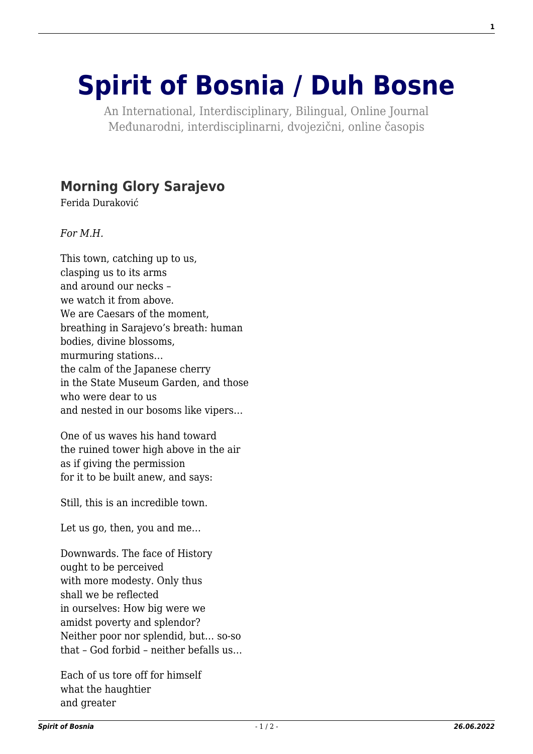# Spirit of Bosnia / Duh Bosne

An International, Interdisciplinary, Bilingual, Online Journal
Međunarodni, interdisciplinarni, dvojezični, online časopis

## Morning Glory Sarajevo

Ferida Duraković

*For M.H.*

This town, catching up to us,
clasping us to its arms
and around our necks –
we watch it from above.
We are Caesars of the moment,
breathing in Sarajevo's breath: human
bodies, divine blossoms,
murmuring stations…
the calm of the Japanese cherry
in the State Museum Garden, and those
who were dear to us
and nested in our bosoms like vipers…

One of us waves his hand toward
the ruined tower high above in the air
as if giving the permission
for it to be built anew, and says:

Still, this is an incredible town.

Let us go, then, you and me…

Downwards. The face of History
ought to be perceived
with more modesty. Only thus
shall we be reflected
in ourselves: How big were we
amidst poverty and splendor?
Neither poor nor splendid, but… so-so
that – God forbid – neither befalls us…

Each of us tore off for himself
what the haughtier
and greater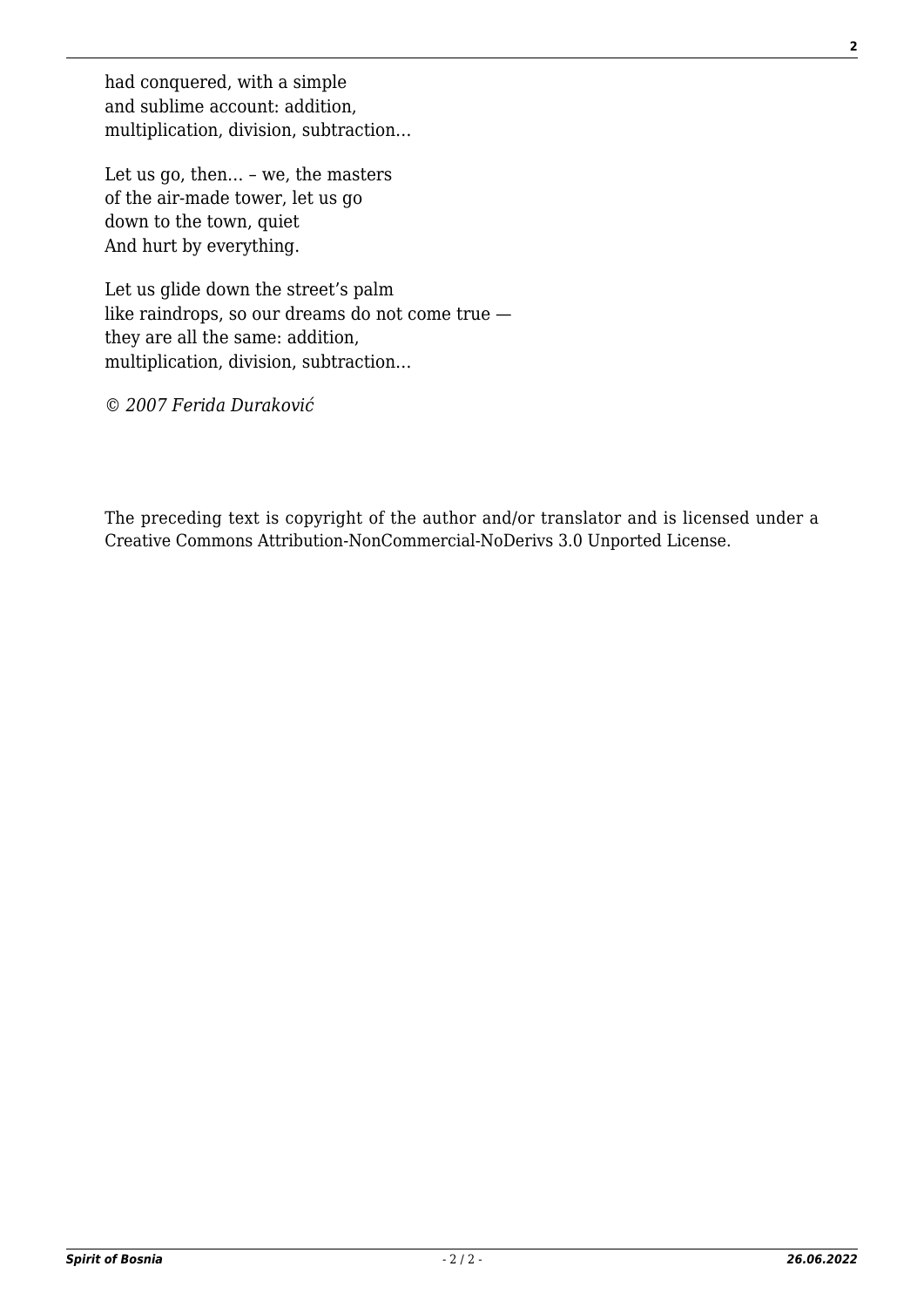had conquered, with a simple
and sublime account: addition,
multiplication, division, subtraction…

Let us go, then… – we, the masters
of the air-made tower, let us go
down to the town, quiet
And hurt by everything.

Let us glide down the street's palm
like raindrops, so our dreams do not come true —
they are all the same: addition,
multiplication, division, subtraction…

*© 2007 Ferida Duraković*

The preceding text is copyright of the author and/or translator and is licensed under a Creative Commons Attribution-NonCommercial-NoDerivs 3.0 Unported License.